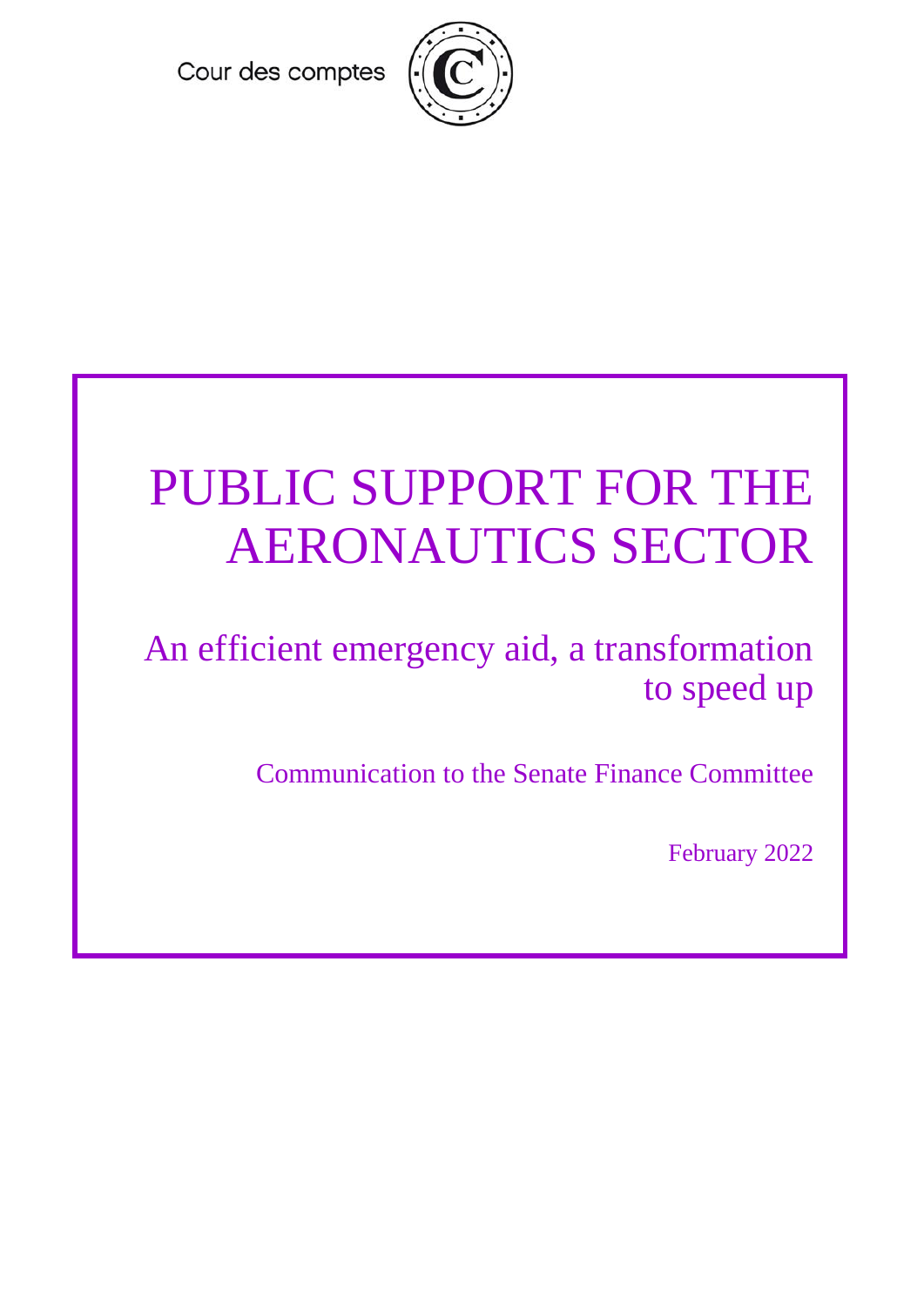Cour des comptes

# PUBLIC SUPPORT FOR THE AERONAUTICS SECTOR

## An efficient emergency aid, a transformation to speed up

Communication to the Senate Finance Committee

February 2022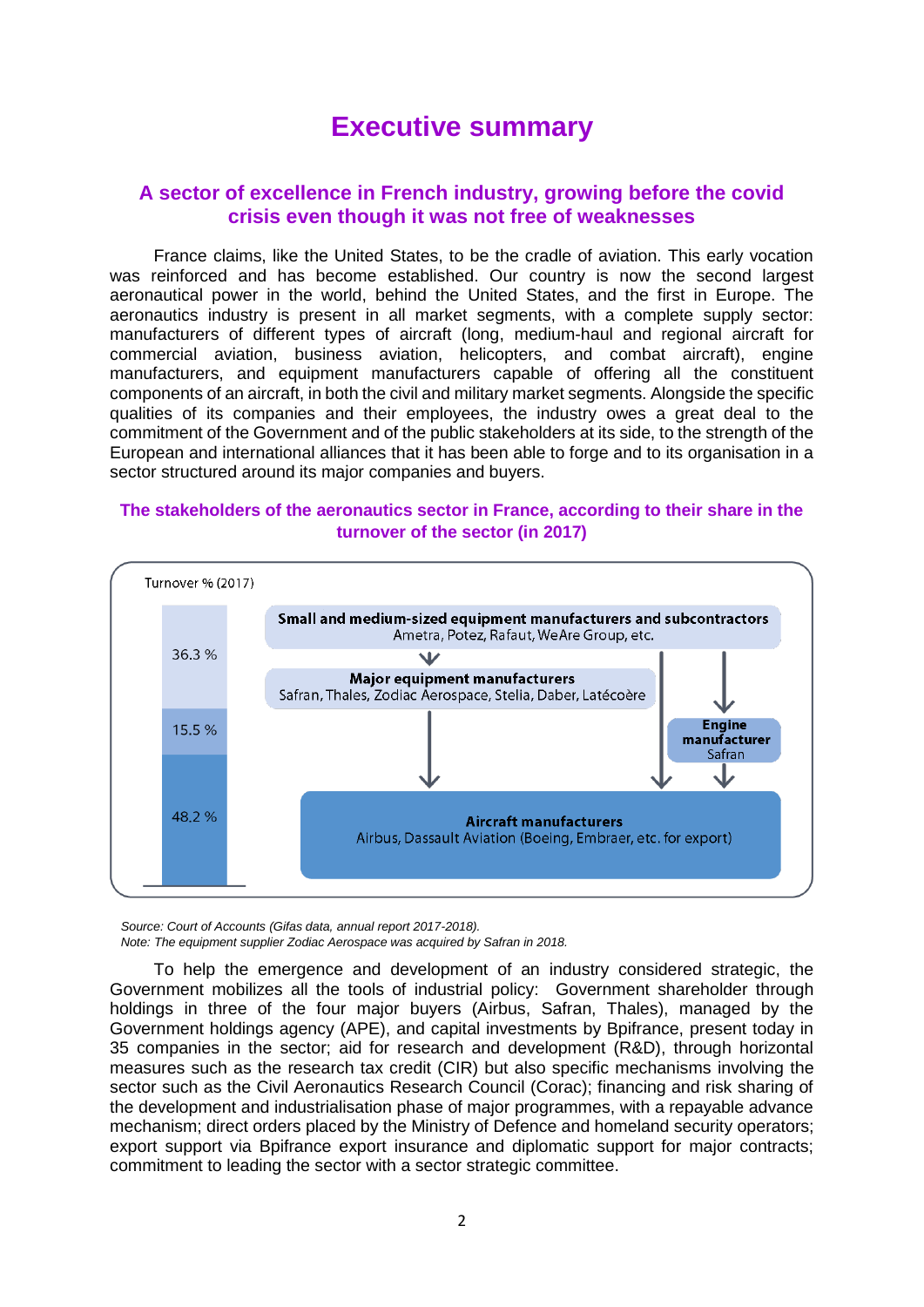# Executive summary

## A sector of excellence in French industry, growing before the covid crisis even though it was not free of weaknesses

France claims, like the United States, to be the cradle of aviation. This early vocation was reinforced and has become established. Our country is now the second largest aeronautical power in the world, behind the United States, and the first in Europe. The aeronautics industry is present in all market segments, with a complete supply sector: manufacturers of different types of aircraft (long, medium-haul and regional aircraft for commercial aviation, business aviation, helicopters, and combat aircraft), engine manufacturers, and equipment manufacturers capable of offering all the constituent components of an aircraft, in both the civil and military market segments. Alongside the specific qualities of its companies and their employees, the industry owes a great deal to the commitment of the Government and of the public stakeholders at its side, to the strength of the European and international alliances that it has been able to forge and to its organisation in a sector structured around its major companies and buyers.

### The stakeholders of the aeronautics sector in France, according to their share in the turnover of the sector (in 2017)

Turnover % (2017)

| Turnover % (2017) | Stakeholders |
| --- | --- |
| 36.3 % | **Small and medium-sized equipment manufacturers and subcontractors** Ametra, Potez, Rafaut, WeAre Group, etc. |
| 15.5 % | **Major equipment manufacturers** Safran, Thales, Zodiac Aerospace, Stelia, Daber, Latécoère |
| | **Engine manufacturer** Safran |
| 48.2 % | **Aircraft manufacturers** Airbus, Dassault Aviation (Boeing, Embraer, etc. for export) |

*Source: Court of Accounts (Gifas data, annual report 2017-2018).*
*Note: The equipment supplier Zodiac Aerospace was acquired by Safran in 2018.*

To help the emergence and development of an industry considered strategic, the Government mobilizes all the tools of industrial policy: Government shareholder through holdings in three of the four major buyers (Airbus, Safran, Thales), managed by the Government holdings agency (APE), and capital investments by Bpifrance, present today in 35 companies in the sector; aid for research and development (R&D), through horizontal measures such as the research tax credit (CIR) but also specific mechanisms involving the sector such as the Civil Aeronautics Research Council (Corac); financing and risk sharing of the development and industrialisation phase of major programmes, with a repayable advance mechanism; direct orders placed by the Ministry of Defence and homeland security operators; export support via Bpifrance export insurance and diplomatic support for major contracts; commitment to leading the sector with a sector strategic committee.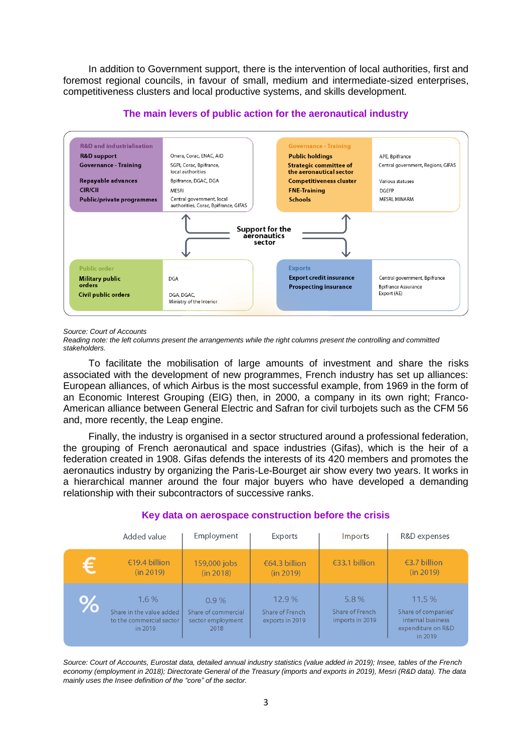In addition to Government support, there is the intervention of local authorities, first and foremost regional councils, in favour of small, medium and intermediate-sized enterprises, competitiveness clusters and local productive systems, and skills development.

### The main levers of public action for the aeronautical industry

**Support for the aeronautics sector**

| R&D and industrialisation | |
|---|---|
| R&D support | Onera, Corac, ENAC, AID |
| Governance - Training | SGPI, Corac, Bpifrance, local authorities |
| Repayable advances | Bpifrance, DGAC, DGA |
| CIR/CII | MESRI |
| Public/private programmes | Central government, local authorities, Corac, Bpifrance, GIFAS |

| Governance - Training | |
|---|---|
| Public holdings | APE, Bpifrance |
| Strategic committee of the aeronautical sector | Central government, Regions, GIFAS |
| Competitiveness cluster | Various statuses |
| FNE-Training | DGEFP |
| Schools | MESRI, MINARM |

| Public order | |
|---|---|
| Military public orders | DGA |
| Civil public orders | DGA, DGAC, Ministry of the Interior |

| Exports | |
|---|---|
| Export credit insurance | Central government, Bpifrance |
| Prospecting insurance | Bpifrance Assurance Export (AE) |

*Source: Court of Accounts*
*Reading note: the left columns present the arrangements while the right columns present the controlling and committed stakeholders.*

To facilitate the mobilisation of large amounts of investment and share the risks associated with the development of new programmes, French industry has set up alliances: European alliances, of which Airbus is the most successful example, from 1969 in the form of an Economic Interest Grouping (EIG) then, in 2000, a company in its own right; Franco-American alliance between General Electric and Safran for civil turbojets such as the CFM 56 and, more recently, the Leap engine.

Finally, the industry is organised in a sector structured around a professional federation, the grouping of French aeronautical and space industries (Gifas), which is the heir of a federation created in 1908. Gifas defends the interests of its 420 members and promotes the aeronautics industry by organizing the Paris-Le-Bourget air show every two years. It works in a hierarchical manner around the four major buyers who have developed a demanding relationship with their subcontractors of successive ranks.

### Key data on aerospace construction before the crisis

| | Added value | Employment | Exports | Imports | R&D expenses |
|---|---|---|---|---|---|
| € | €19.4 billion (in 2019) | 159,000 jobs (in 2018) | €64.3 billion (in 2019) | €33.1 billion | €3.7 billion (in 2019) |
| % | 1.6 % Share in the value added to the commercial sector in 2019 | 0.9 % Share of commercial sector employment 2018 | 12.9 % Share of French exports in 2019 | 5.8 % Share of French imports in 2019 | 11.5 % Share of companies' internal business expenditure on R&D in 2019 |

*Source: Court of Accounts, Eurostat data, detailed annual industry statistics (value added in 2019); Insee, tables of the French economy (employment in 2018); Directorate General of the Treasury (imports and exports in 2019), Mesri (R&D data). The data mainly uses the Insee definition of the "core" of the sector.*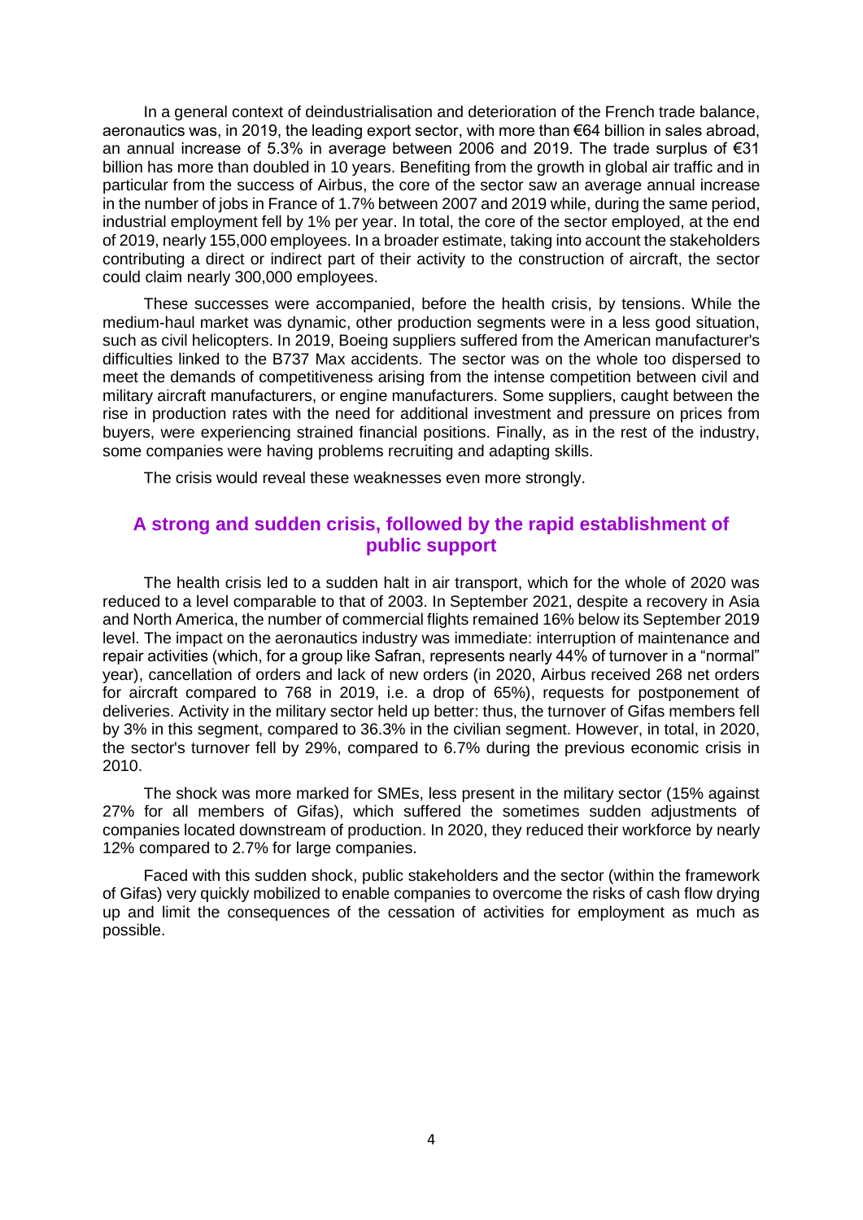In a general context of deindustrialisation and deterioration of the French trade balance, aeronautics was, in 2019, the leading export sector, with more than €64 billion in sales abroad, an annual increase of 5.3% in average between 2006 and 2019. The trade surplus of €31 billion has more than doubled in 10 years. Benefiting from the growth in global air traffic and in particular from the success of Airbus, the core of the sector saw an average annual increase in the number of jobs in France of 1.7% between 2007 and 2019 while, during the same period, industrial employment fell by 1% per year. In total, the core of the sector employed, at the end of 2019, nearly 155,000 employees. In a broader estimate, taking into account the stakeholders contributing a direct or indirect part of their activity to the construction of aircraft, the sector could claim nearly 300,000 employees.

These successes were accompanied, before the health crisis, by tensions. While the medium-haul market was dynamic, other production segments were in a less good situation, such as civil helicopters. In 2019, Boeing suppliers suffered from the American manufacturer's difficulties linked to the B737 Max accidents. The sector was on the whole too dispersed to meet the demands of competitiveness arising from the intense competition between civil and military aircraft manufacturers, or engine manufacturers. Some suppliers, caught between the rise in production rates with the need for additional investment and pressure on prices from buyers, were experiencing strained financial positions. Finally, as in the rest of the industry, some companies were having problems recruiting and adapting skills.

The crisis would reveal these weaknesses even more strongly.

## A strong and sudden crisis, followed by the rapid establishment of public support

The health crisis led to a sudden halt in air transport, which for the whole of 2020 was reduced to a level comparable to that of 2003. In September 2021, despite a recovery in Asia and North America, the number of commercial flights remained 16% below its September 2019 level. The impact on the aeronautics industry was immediate: interruption of maintenance and repair activities (which, for a group like Safran, represents nearly 44% of turnover in a "normal" year), cancellation of orders and lack of new orders (in 2020, Airbus received 268 net orders for aircraft compared to 768 in 2019, i.e. a drop of 65%), requests for postponement of deliveries. Activity in the military sector held up better: thus, the turnover of Gifas members fell by 3% in this segment, compared to 36.3% in the civilian segment. However, in total, in 2020, the sector's turnover fell by 29%, compared to 6.7% during the previous economic crisis in 2010.

The shock was more marked for SMEs, less present in the military sector (15% against 27% for all members of Gifas), which suffered the sometimes sudden adjustments of companies located downstream of production. In 2020, they reduced their workforce by nearly 12% compared to 2.7% for large companies.

Faced with this sudden shock, public stakeholders and the sector (within the framework of Gifas) very quickly mobilized to enable companies to overcome the risks of cash flow drying up and limit the consequences of the cessation of activities for employment as much as possible.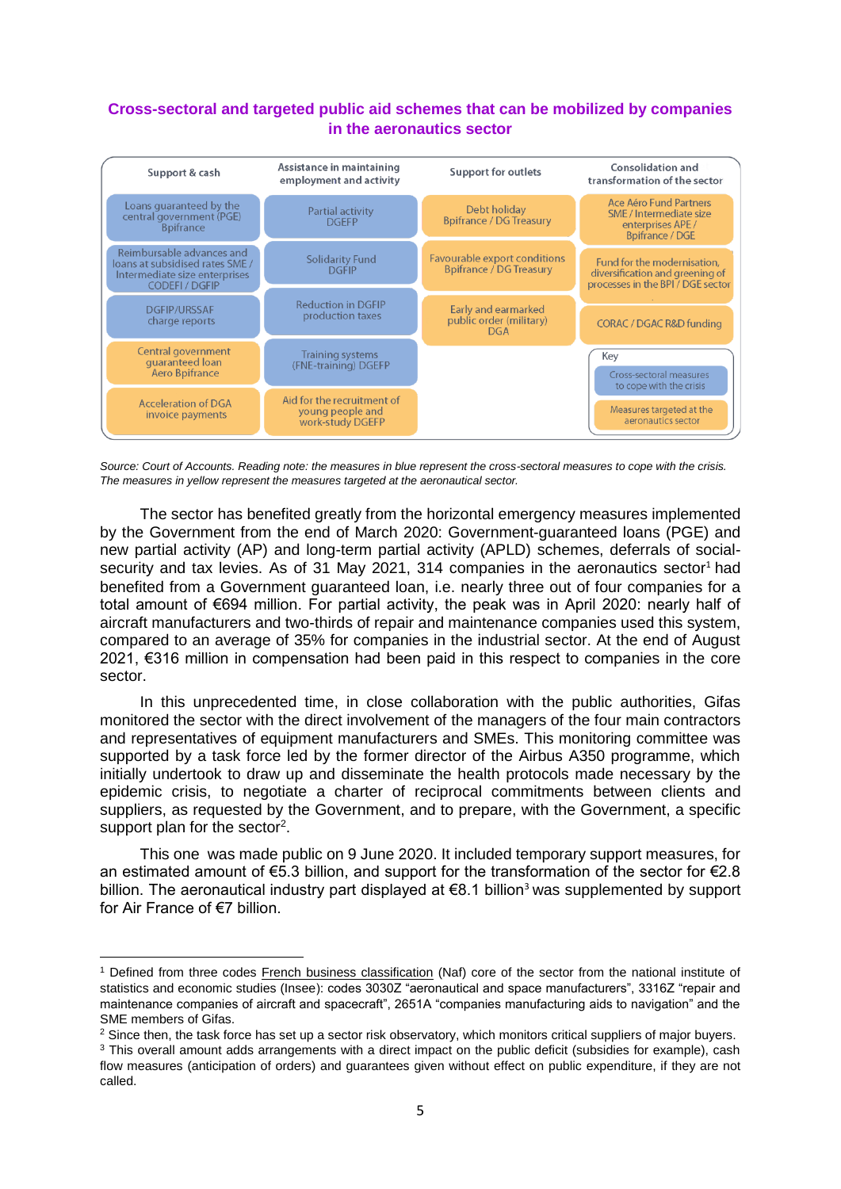**Cross-sectoral and targeted public aid schemes that can be mobilized by companies in the aeronautics sector**

| Support & cash | Assistance in maintaining employment and activity | Support for outlets | Consolidation and transformation of the sector |
|---|---|---|---|
| Loans guaranteed by the central government (PGE) Bpifrance | Partial activity DGEFP | Debt holiday Bpifrance / DG Treasury | Ace Aéro Fund Partners SME / Intermediate size enterprises APE / Bpifrance / DGE |
| Reimbursable advances and loans at subsidised rates SME / Intermediate size enterprises CODEFI / DGFIP | Solidarity Fund DGFIP | Favourable export conditions Bpifrance / DG Treasury | Fund for the modernisation, diversification and greening of processes in the BPI / DGE sector |
| DGFIP/URSSAF charge reports | Reduction in DGFIP production taxes | Early and earmarked public order (military) DGA | CORAC / DGAC R&D funding |
| Central government guaranteed loan Aero Bpifrance | Training systems (FNE-training) DGEFP | | Key: Cross-sectoral measures to cope with the crisis |
| Acceleration of DGA invoice payments | Aid for the recruitment of young people and work-study DGEFP | | Measures targeted at the aeronautics sector |

*Source: Court of Accounts. Reading note: the measures in blue represent the cross-sectoral measures to cope with the crisis. The measures in yellow represent the measures targeted at the aeronautical sector.*

The sector has benefited greatly from the horizontal emergency measures implemented by the Government from the end of March 2020: Government-guaranteed loans (PGE) and new partial activity (AP) and long-term partial activity (APLD) schemes, deferrals of social-security and tax levies. As of 31 May 2021, 314 companies in the aeronautics sector[1] had benefited from a Government guaranteed loan, i.e. nearly three out of four companies for a total amount of €694 million. For partial activity, the peak was in April 2020: nearly half of aircraft manufacturers and two-thirds of repair and maintenance companies used this system, compared to an average of 35% for companies in the industrial sector. At the end of August 2021, €316 million in compensation had been paid in this respect to companies in the core sector.

In this unprecedented time, in close collaboration with the public authorities, Gifas monitored the sector with the direct involvement of the managers of the four main contractors and representatives of equipment manufacturers and SMEs. This monitoring committee was supported by a task force led by the former director of the Airbus A350 programme, which initially undertook to draw up and disseminate the health protocols made necessary by the epidemic crisis, to negotiate a charter of reciprocal commitments between clients and suppliers, as requested by the Government, and to prepare, with the Government, a specific support plan for the sector[2].

This one was made public on 9 June 2020. It included temporary support measures, for an estimated amount of €5.3 billion, and support for the transformation of the sector for €2.8 billion. The aeronautical industry part displayed at €8.1 billion[3] was supplemented by support for Air France of €7 billion.

---

[1] Defined from three codes French business classification (Naf) core of the sector from the national institute of statistics and economic studies (Insee): codes 3030Z "aeronautical and space manufacturers", 3316Z "repair and maintenance companies of aircraft and spacecraft", 2651A "companies manufacturing aids to navigation" and the SME members of Gifas.

[2] Since then, the task force has set up a sector risk observatory, which monitors critical suppliers of major buyers.

[3] This overall amount adds arrangements with a direct impact on the public deficit (subsidies for example), cash flow measures (anticipation of orders) and guarantees given without effect on public expenditure, if they are not called.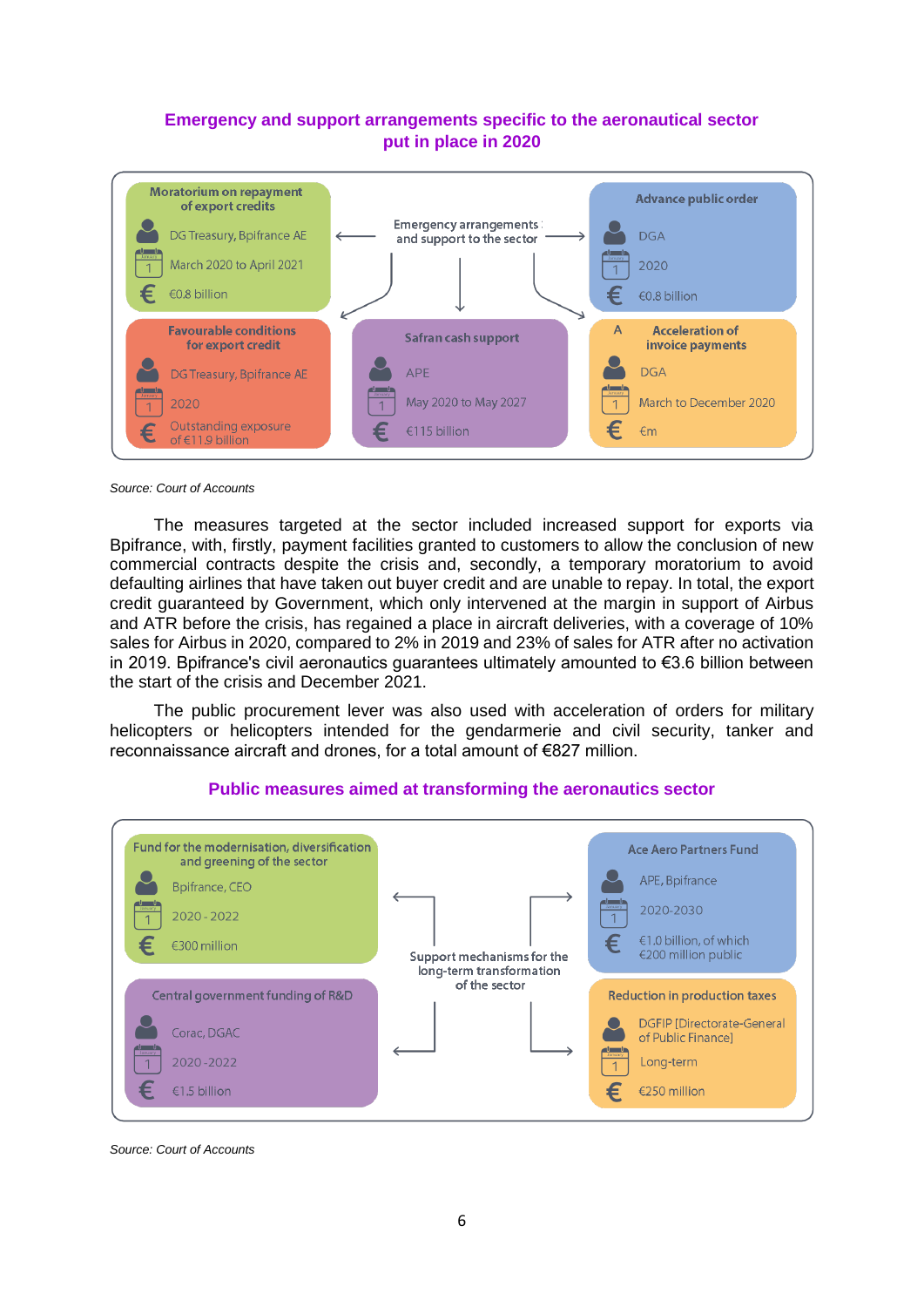### Emergency and support arrangements specific to the aeronautical sector put in place in 2020

Emergency arrangements and support to the sector

| Measure | Actors | Period | Amount |
|---|---|---|---|
| Moratorium on repayment of export credits | DG Treasury, Bpifrance AE | March 2020 to April 2021 | €0.8 billion |
| Advance public order | DGA | 2020 | €0.8 billion |
| Favourable conditions for export credit | DG Treasury, Bpifrance AE | 2020 | Outstanding exposure of €11.9 billion |
| Safran cash support | APE | May 2020 to May 2027 | €115 billion |
| Acceleration of invoice payments | DGA | March to December 2020 | €m |

*Source: Court of Accounts*

The measures targeted at the sector included increased support for exports via Bpifrance, with, firstly, payment facilities granted to customers to allow the conclusion of new commercial contracts despite the crisis and, secondly, a temporary moratorium to avoid defaulting airlines that have taken out buyer credit and are unable to repay. In total, the export credit guaranteed by Government, which only intervened at the margin in support of Airbus and ATR before the crisis, has regained a place in aircraft deliveries, with a coverage of 10% sales for Airbus in 2020, compared to 2% in 2019 and 23% of sales for ATR after no activation in 2019. Bpifrance's civil aeronautics guarantees ultimately amounted to €3.6 billion between the start of the crisis and December 2021.

The public procurement lever was also used with acceleration of orders for military helicopters or helicopters intended for the gendarmerie and civil security, tanker and reconnaissance aircraft and drones, for a total amount of €827 million.

### Public measures aimed at transforming the aeronautics sector

Support mechanisms for the long-term transformation of the sector

| Measure | Actors | Period | Amount |
|---|---|---|---|
| Fund for the modernisation, diversification and greening of the sector | Bpifrance, CEO | 2020 - 2022 | €300 million |
| Ace Aero Partners Fund | APE, Bpifrance | 2020-2030 | €1.0 billion, of which €200 million public |
| Central government funding of R&D | Corac, DGAC | 2020 -2022 | €1.5 billion |
| Reduction in production taxes | DGFIP [Directorate-General of Public Finance] | Long-term | €250 million |

*Source: Court of Accounts*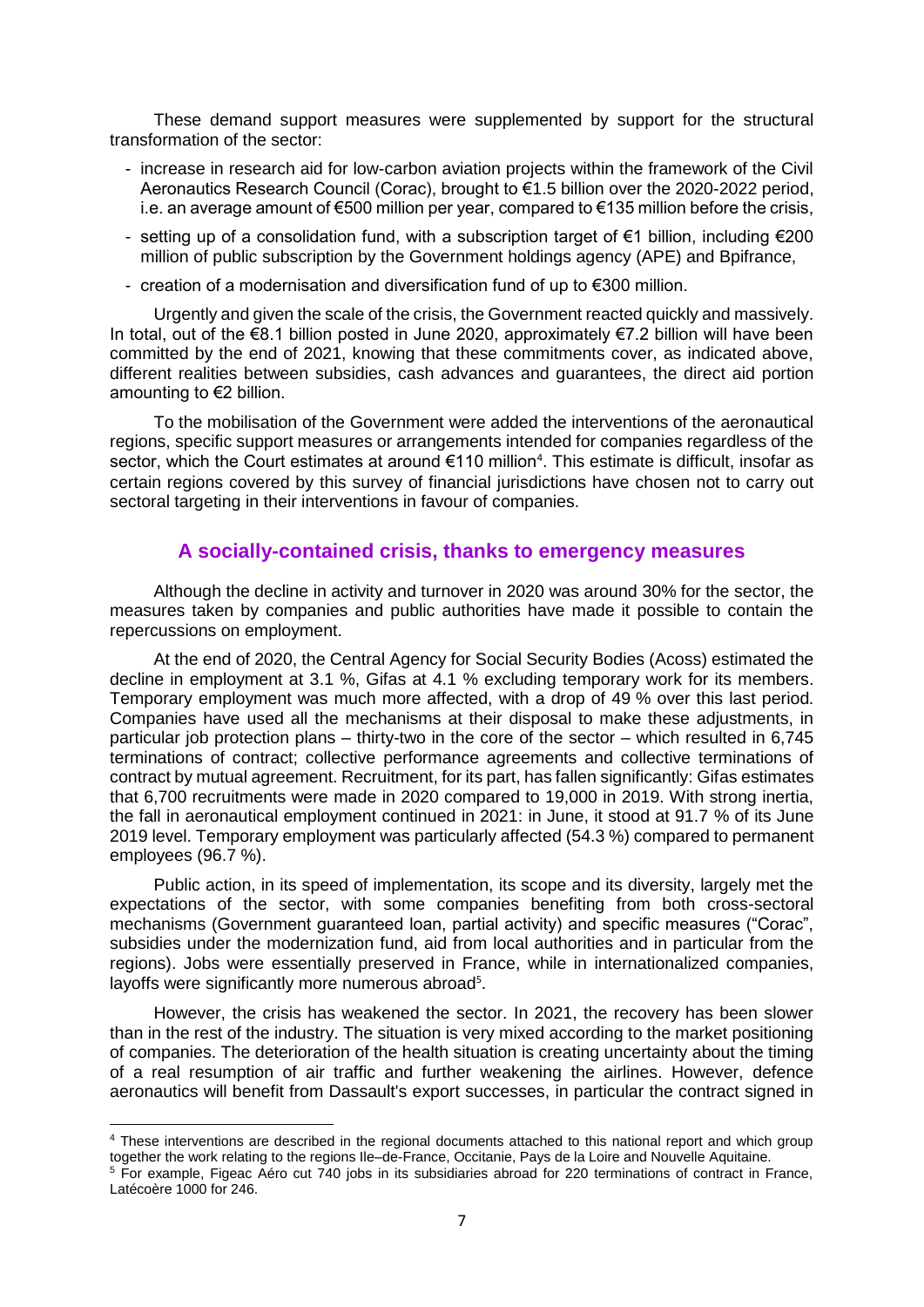These demand support measures were supplemented by support for the structural transformation of the sector:

- increase in research aid for low-carbon aviation projects within the framework of the Civil Aeronautics Research Council (Corac), brought to €1.5 billion over the 2020-2022 period, i.e. an average amount of €500 million per year, compared to €135 million before the crisis,
- setting up of a consolidation fund, with a subscription target of €1 billion, including €200 million of public subscription by the Government holdings agency (APE) and Bpifrance,
- creation of a modernisation and diversification fund of up to €300 million.

Urgently and given the scale of the crisis, the Government reacted quickly and massively. In total, out of the €8.1 billion posted in June 2020, approximately €7.2 billion will have been committed by the end of 2021, knowing that these commitments cover, as indicated above, different realities between subsidies, cash advances and guarantees, the direct aid portion amounting to €2 billion.

To the mobilisation of the Government were added the interventions of the aeronautical regions, specific support measures or arrangements intended for companies regardless of the sector, which the Court estimates at around €110 million[4]. This estimate is difficult, insofar as certain regions covered by this survey of financial jurisdictions have chosen not to carry out sectoral targeting in their interventions in favour of companies.

## A socially-contained crisis, thanks to emergency measures

Although the decline in activity and turnover in 2020 was around 30% for the sector, the measures taken by companies and public authorities have made it possible to contain the repercussions on employment.

At the end of 2020, the Central Agency for Social Security Bodies (Acoss) estimated the decline in employment at 3.1 %, Gifas at 4.1 % excluding temporary work for its members. Temporary employment was much more affected, with a drop of 49 % over this last period. Companies have used all the mechanisms at their disposal to make these adjustments, in particular job protection plans – thirty-two in the core of the sector – which resulted in 6,745 terminations of contract; collective performance agreements and collective terminations of contract by mutual agreement. Recruitment, for its part, has fallen significantly: Gifas estimates that 6,700 recruitments were made in 2020 compared to 19,000 in 2019. With strong inertia, the fall in aeronautical employment continued in 2021: in June, it stood at 91.7 % of its June 2019 level. Temporary employment was particularly affected (54.3 %) compared to permanent employees (96.7 %).

Public action, in its speed of implementation, its scope and its diversity, largely met the expectations of the sector, with some companies benefiting from both cross-sectoral mechanisms (Government guaranteed loan, partial activity) and specific measures ("Corac", subsidies under the modernization fund, aid from local authorities and in particular from the regions). Jobs were essentially preserved in France, while in internationalized companies, layoffs were significantly more numerous abroad[5].

However, the crisis has weakened the sector. In 2021, the recovery has been slower than in the rest of the industry. The situation is very mixed according to the market positioning of companies. The deterioration of the health situation is creating uncertainty about the timing of a real resumption of air traffic and further weakening the airlines. However, defence aeronautics will benefit from Dassault's export successes, in particular the contract signed in

[4] These interventions are described in the regional documents attached to this national report and which group together the work relating to the regions Ile–de-France, Occitanie, Pays de la Loire and Nouvelle Aquitaine.

[5] For example, Figeac Aéro cut 740 jobs in its subsidiaries abroad for 220 terminations of contract in France, Latécoère 1000 for 246.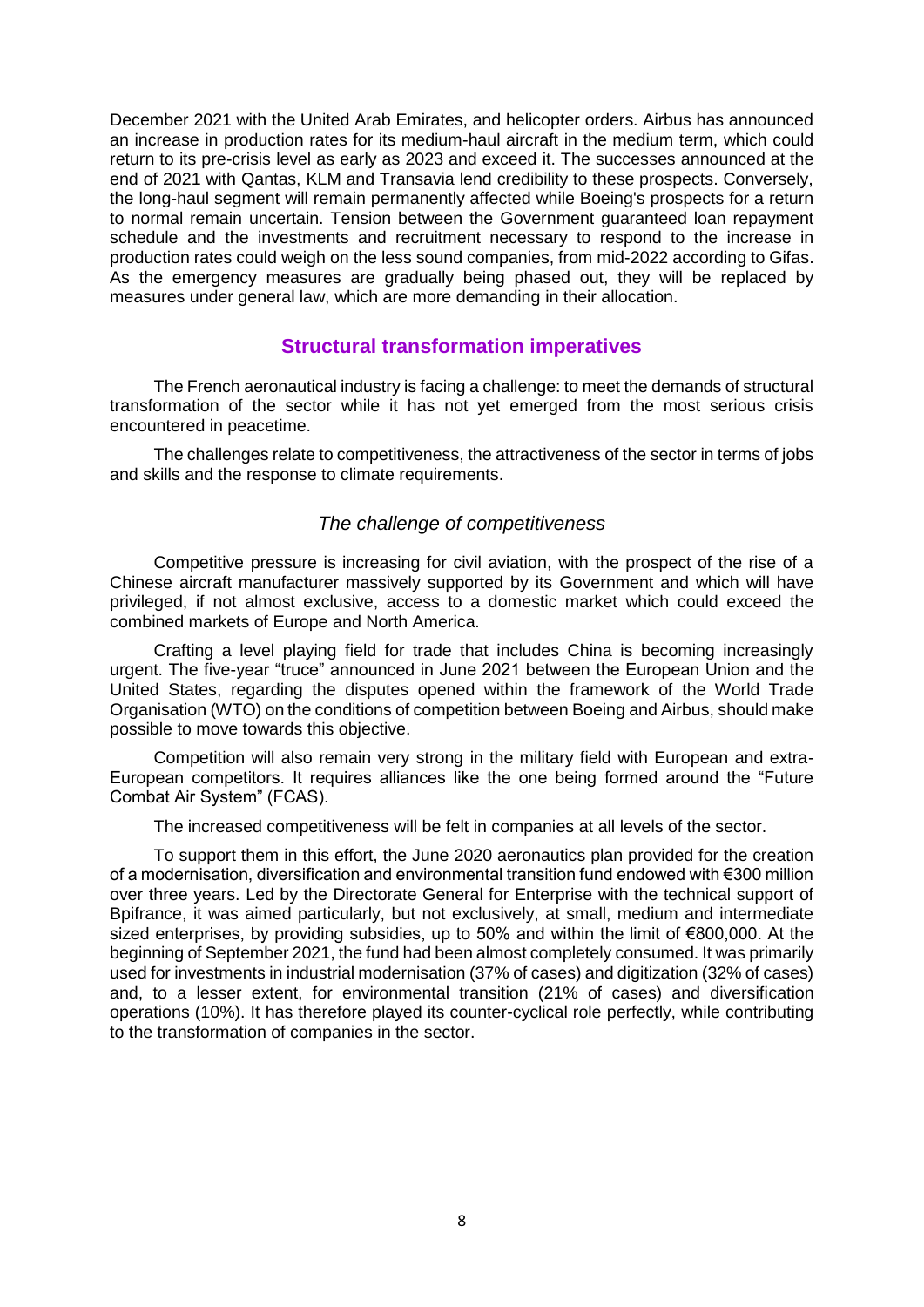December 2021 with the United Arab Emirates, and helicopter orders. Airbus has announced an increase in production rates for its medium-haul aircraft in the medium term, which could return to its pre-crisis level as early as 2023 and exceed it. The successes announced at the end of 2021 with Qantas, KLM and Transavia lend credibility to these prospects. Conversely, the long-haul segment will remain permanently affected while Boeing's prospects for a return to normal remain uncertain. Tension between the Government guaranteed loan repayment schedule and the investments and recruitment necessary to respond to the increase in production rates could weigh on the less sound companies, from mid-2022 according to Gifas. As the emergency measures are gradually being phased out, they will be replaced by measures under general law, which are more demanding in their allocation.

## Structural transformation imperatives

The French aeronautical industry is facing a challenge: to meet the demands of structural transformation of the sector while it has not yet emerged from the most serious crisis encountered in peacetime.

The challenges relate to competitiveness, the attractiveness of the sector in terms of jobs and skills and the response to climate requirements.

### *The challenge of competitiveness*

Competitive pressure is increasing for civil aviation, with the prospect of the rise of a Chinese aircraft manufacturer massively supported by its Government and which will have privileged, if not almost exclusive, access to a domestic market which could exceed the combined markets of Europe and North America.

Crafting a level playing field for trade that includes China is becoming increasingly urgent. The five-year "truce" announced in June 2021 between the European Union and the United States, regarding the disputes opened within the framework of the World Trade Organisation (WTO) on the conditions of competition between Boeing and Airbus, should make possible to move towards this objective.

Competition will also remain very strong in the military field with European and extra-European competitors. It requires alliances like the one being formed around the "Future Combat Air System" (FCAS).

The increased competitiveness will be felt in companies at all levels of the sector.

To support them in this effort, the June 2020 aeronautics plan provided for the creation of a modernisation, diversification and environmental transition fund endowed with €300 million over three years. Led by the Directorate General for Enterprise with the technical support of Bpifrance, it was aimed particularly, but not exclusively, at small, medium and intermediate sized enterprises, by providing subsidies, up to 50% and within the limit of €800,000. At the beginning of September 2021, the fund had been almost completely consumed. It was primarily used for investments in industrial modernisation (37% of cases) and digitization (32% of cases) and, to a lesser extent, for environmental transition (21% of cases) and diversification operations (10%). It has therefore played its counter-cyclical role perfectly, while contributing to the transformation of companies in the sector.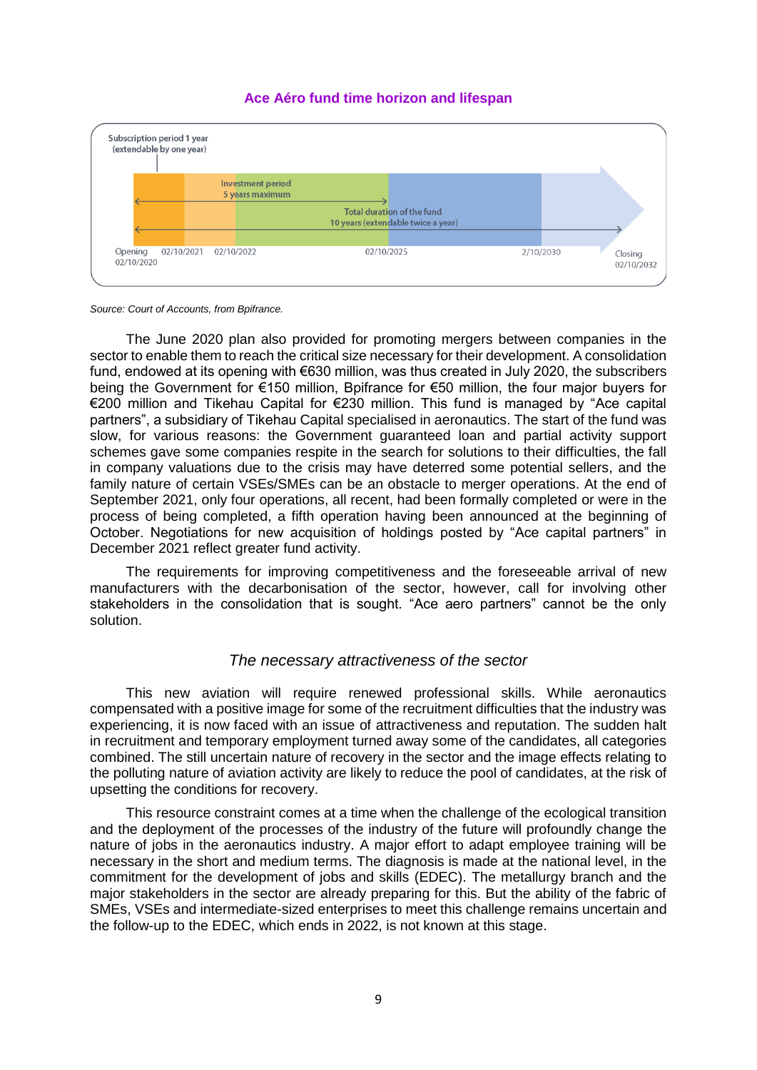**Ace Aéro fund time horizon and lifespan**

Subscription period 1 year (extendable by one year)

Investment period 5 years maximum

Total duration of the fund 10 years (extendable twice a year)

Opening 02/10/2020 | 02/10/2021 | 02/10/2022 | 02/10/2025 | 2/10/2030 | Closing 02/10/2032

*Source: Court of Accounts, from Bpifrance.*

The June 2020 plan also provided for promoting mergers between companies in the sector to enable them to reach the critical size necessary for their development. A consolidation fund, endowed at its opening with €630 million, was thus created in July 2020, the subscribers being the Government for €150 million, Bpifrance for €50 million, the four major buyers for €200 million and Tikehau Capital for €230 million. This fund is managed by "Ace capital partners", a subsidiary of Tikehau Capital specialised in aeronautics. The start of the fund was slow, for various reasons: the Government guaranteed loan and partial activity support schemes gave some companies respite in the search for solutions to their difficulties, the fall in company valuations due to the crisis may have deterred some potential sellers, and the family nature of certain VSEs/SMEs can be an obstacle to merger operations. At the end of September 2021, only four operations, all recent, had been formally completed or were in the process of being completed, a fifth operation having been announced at the beginning of October. Negotiations for new acquisition of holdings posted by "Ace capital partners" in December 2021 reflect greater fund activity.

The requirements for improving competitiveness and the foreseeable arrival of new manufacturers with the decarbonisation of the sector, however, call for involving other stakeholders in the consolidation that is sought. "Ace aero partners" cannot be the only solution.

### *The necessary attractiveness of the sector*

This new aviation will require renewed professional skills. While aeronautics compensated with a positive image for some of the recruitment difficulties that the industry was experiencing, it is now faced with an issue of attractiveness and reputation. The sudden halt in recruitment and temporary employment turned away some of the candidates, all categories combined. The still uncertain nature of recovery in the sector and the image effects relating to the polluting nature of aviation activity are likely to reduce the pool of candidates, at the risk of upsetting the conditions for recovery.

This resource constraint comes at a time when the challenge of the ecological transition and the deployment of the processes of the industry of the future will profoundly change the nature of jobs in the aeronautics industry. A major effort to adapt employee training will be necessary in the short and medium terms. The diagnosis is made at the national level, in the commitment for the development of jobs and skills (EDEC). The metallurgy branch and the major stakeholders in the sector are already preparing for this. But the ability of the fabric of SMEs, VSEs and intermediate-sized enterprises to meet this challenge remains uncertain and the follow-up to the EDEC, which ends in 2022, is not known at this stage.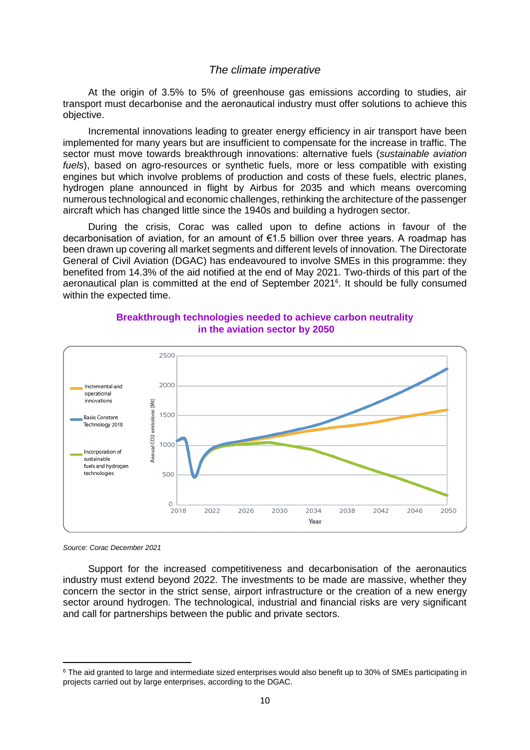*The climate imperative*

At the origin of 3.5% to 5% of greenhouse gas emissions according to studies, air transport must decarbonise and the aeronautical industry must offer solutions to achieve this objective.

Incremental innovations leading to greater energy efficiency in air transport have been implemented for many years but are insufficient to compensate for the increase in traffic. The sector must move towards breakthrough innovations: alternative fuels (*sustainable aviation fuels*), based on agro-resources or synthetic fuels, more or less compatible with existing engines but which involve problems of production and costs of these fuels, electric planes, hydrogen plane announced in flight by Airbus for 2035 and which means overcoming numerous technological and economic challenges, rethinking the architecture of the passenger aircraft which has changed little since the 1940s and building a hydrogen sector.

During the crisis, Corac was called upon to define actions in favour of the decarbonisation of aviation, for an amount of €1.5 billion over three years. A roadmap has been drawn up covering all market segments and different levels of innovation. The Directorate General of Civil Aviation (DGAC) has endeavoured to involve SMEs in this programme: they benefited from 14.3% of the aid notified at the end of May 2021. Two-thirds of this part of the aeronautical plan is committed at the end of September 2021[6]. It should be fully consumed within the expected time.

**Breakthrough technologies needed to achieve carbon neutrality in the aviation sector by 2050**

*Source: Corac December 2021*

Support for the increased competitiveness and decarbonisation of the aeronautics industry must extend beyond 2022. The investments to be made are massive, whether they concern the sector in the strict sense, airport infrastructure or the creation of a new energy sector around hydrogen. The technological, industrial and financial risks are very significant and call for partnerships between the public and private sectors.

---

[6] The aid granted to large and intermediate sized enterprises would also benefit up to 30% of SMEs participating in projects carried out by large enterprises, according to the DGAC.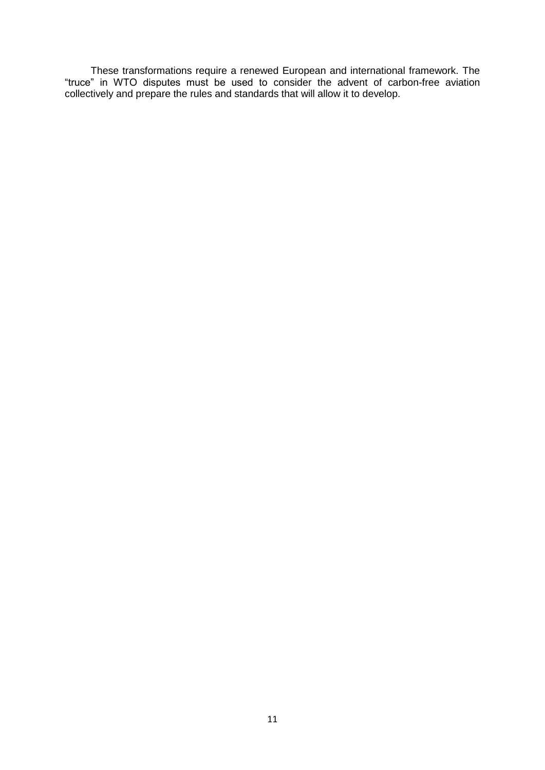These transformations require a renewed European and international framework. The "truce" in WTO disputes must be used to consider the advent of carbon-free aviation collectively and prepare the rules and standards that will allow it to develop.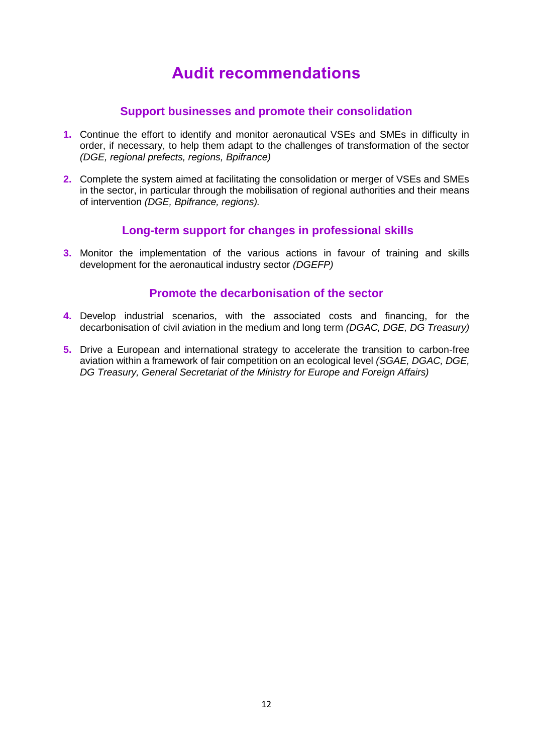# Audit recommendations

## Support businesses and promote their consolidation

**1.** Continue the effort to identify and monitor aeronautical VSEs and SMEs in difficulty in order, if necessary, to help them adapt to the challenges of transformation of the sector *(DGE, regional prefects, regions, Bpifrance)*

**2.** Complete the system aimed at facilitating the consolidation or merger of VSEs and SMEs in the sector, in particular through the mobilisation of regional authorities and their means of intervention *(DGE, Bpifrance, regions).*

## Long-term support for changes in professional skills

**3.** Monitor the implementation of the various actions in favour of training and skills development for the aeronautical industry sector *(DGEFP)*

## Promote the decarbonisation of the sector

**4.** Develop industrial scenarios, with the associated costs and financing, for the decarbonisation of civil aviation in the medium and long term *(DGAC, DGE, DG Treasury)*

**5.** Drive a European and international strategy to accelerate the transition to carbon-free aviation within a framework of fair competition on an ecological level *(SGAE, DGAC, DGE, DG Treasury, General Secretariat of the Ministry for Europe and Foreign Affairs)*